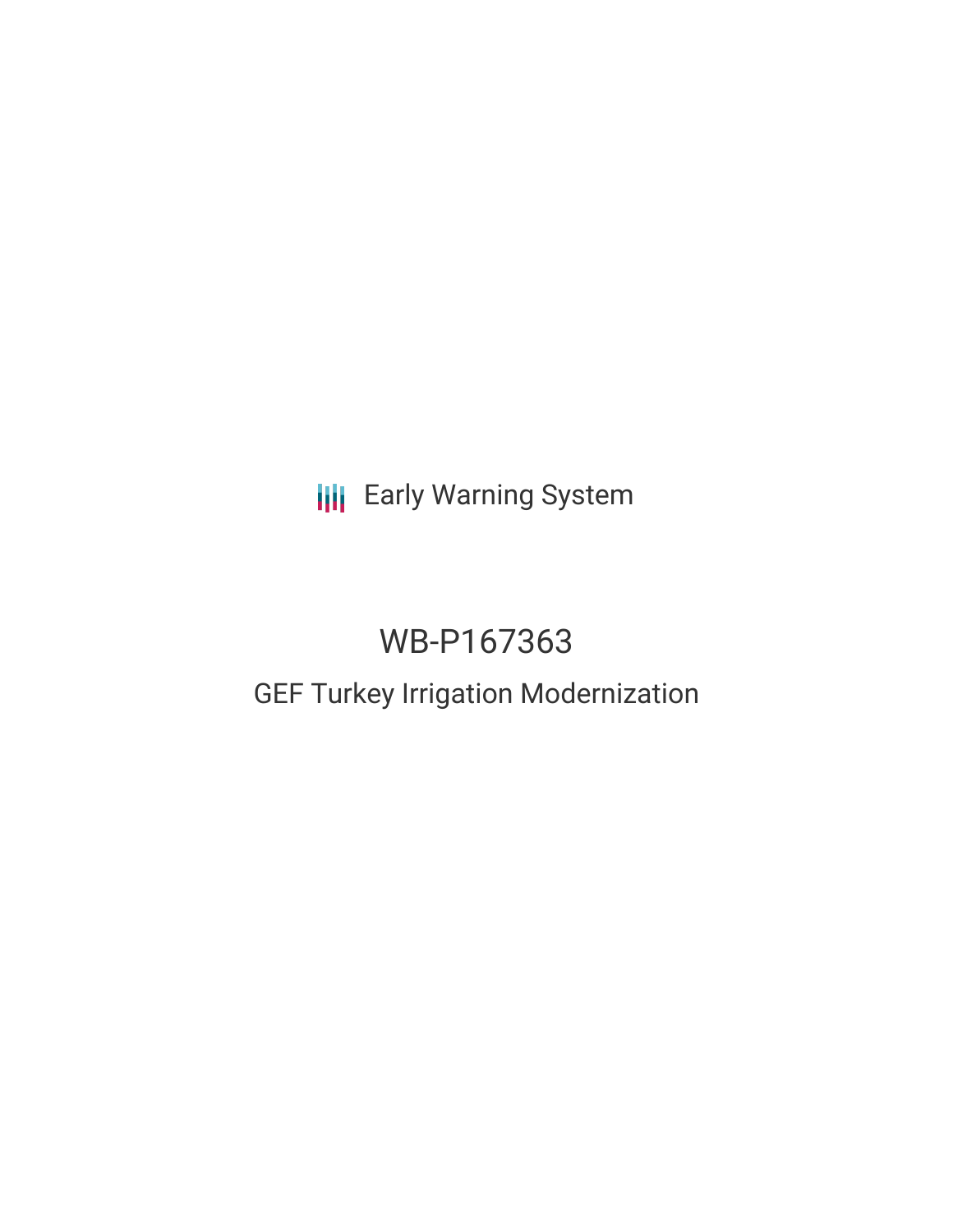Early Warning System

# WB-P167363

## GEF Turkey Irrigation Modernization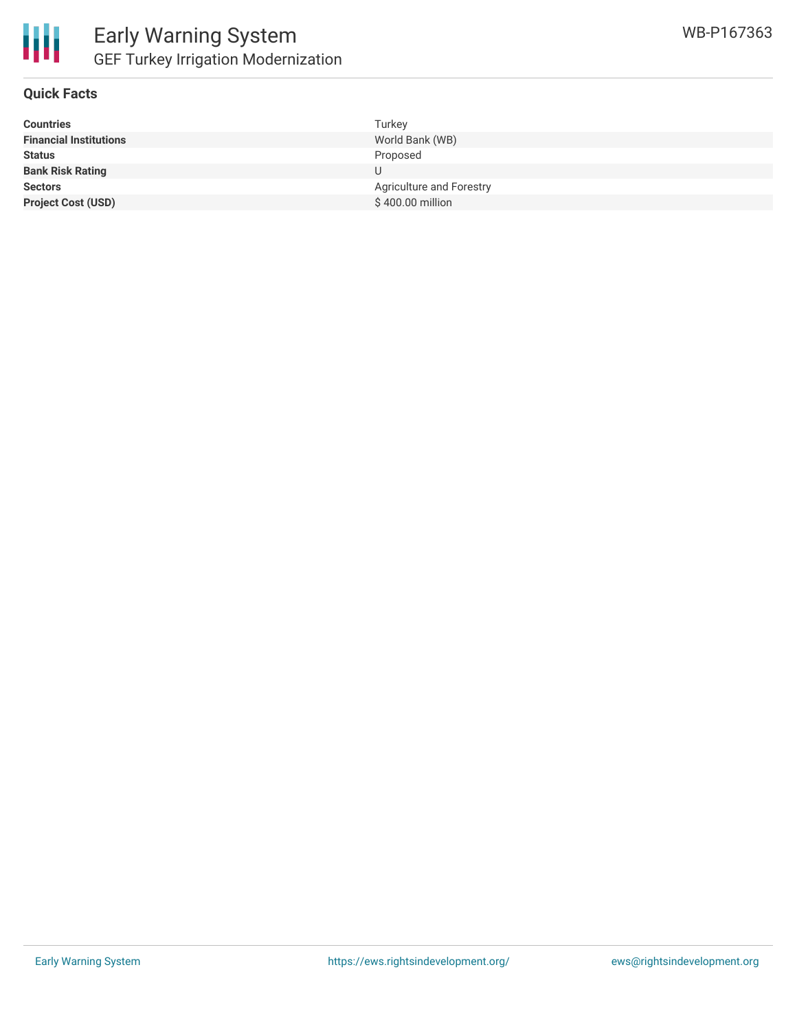# Early Warning System

## GEF Turkey Irrigation Modernization

WB-P167363

### Quick Facts

| | |
|---|---|
| **Countries** | Turkey |
| **Financial Institutions** | World Bank (WB) |
| **Status** | Proposed |
| **Bank Risk Rating** | U |
| **Sectors** | Agriculture and Forestry |
| **Project Cost (USD)** | $ 400.00 million |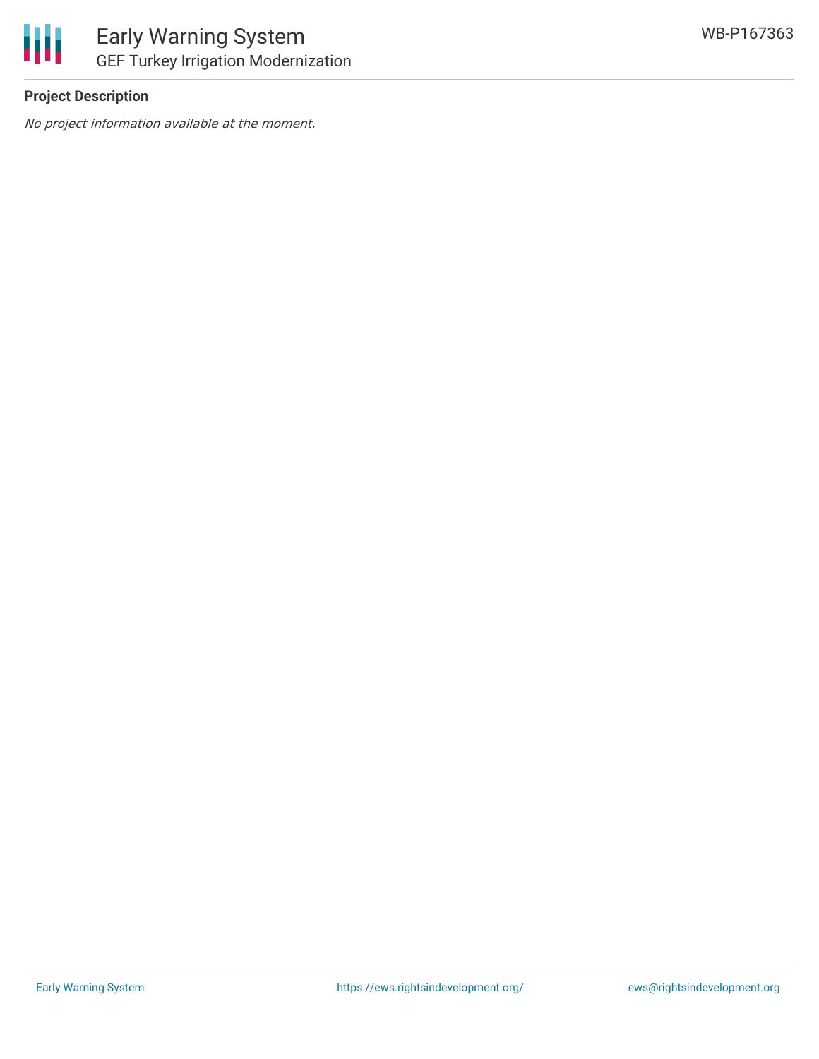**Project Description**

*No project information available at the moment.*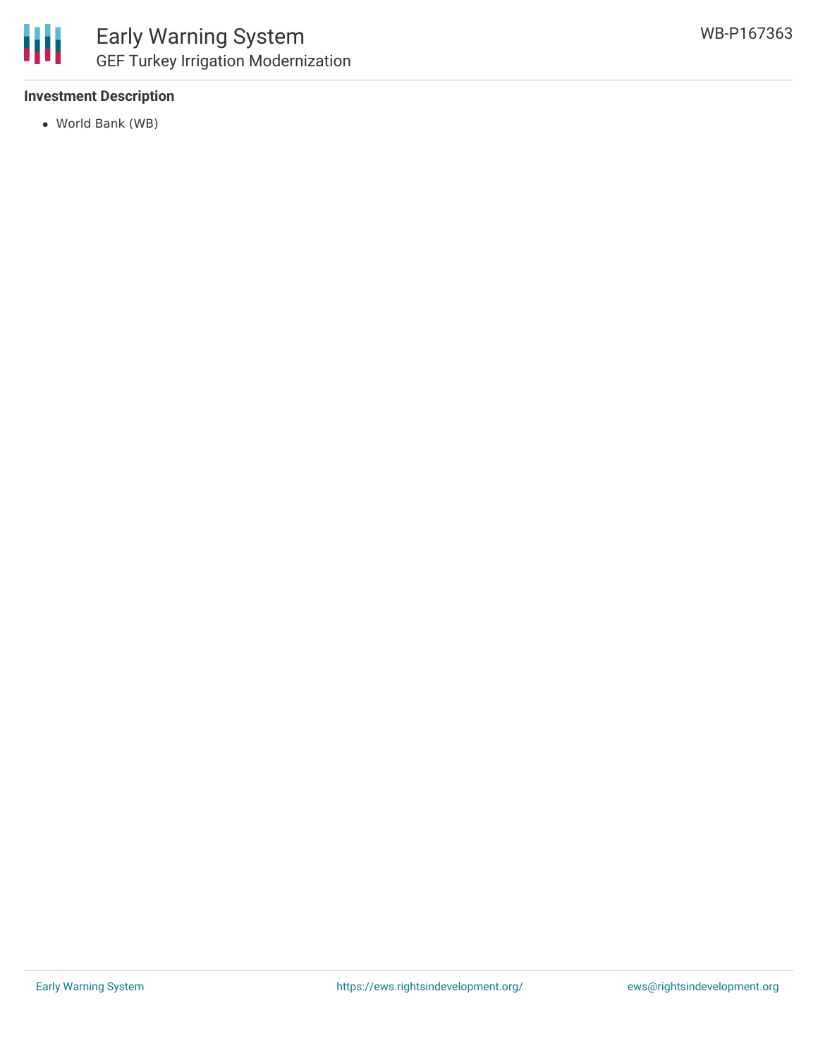**Investment Description**

- World Bank (WB)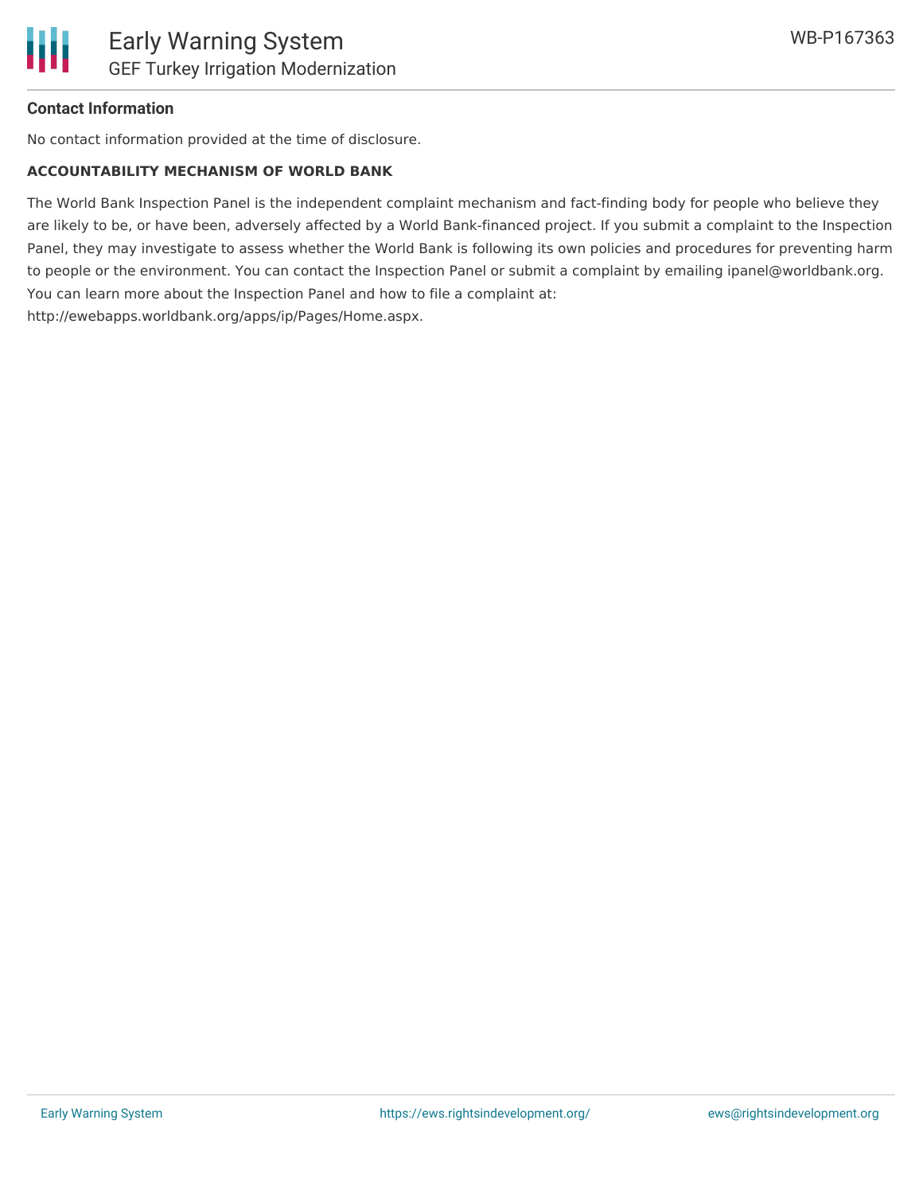## Contact Information

No contact information provided at the time of disclosure.

**ACCOUNTABILITY MECHANISM OF WORLD BANK**

The World Bank Inspection Panel is the independent complaint mechanism and fact-finding body for people who believe they are likely to be, or have been, adversely affected by a World Bank-financed project. If you submit a complaint to the Inspection Panel, they may investigate to assess whether the World Bank is following its own policies and procedures for preventing harm to people or the environment. You can contact the Inspection Panel or submit a complaint by emailing ipanel@worldbank.org. You can learn more about the Inspection Panel and how to file a complaint at: http://ewebapps.worldbank.org/apps/ip/Pages/Home.aspx.